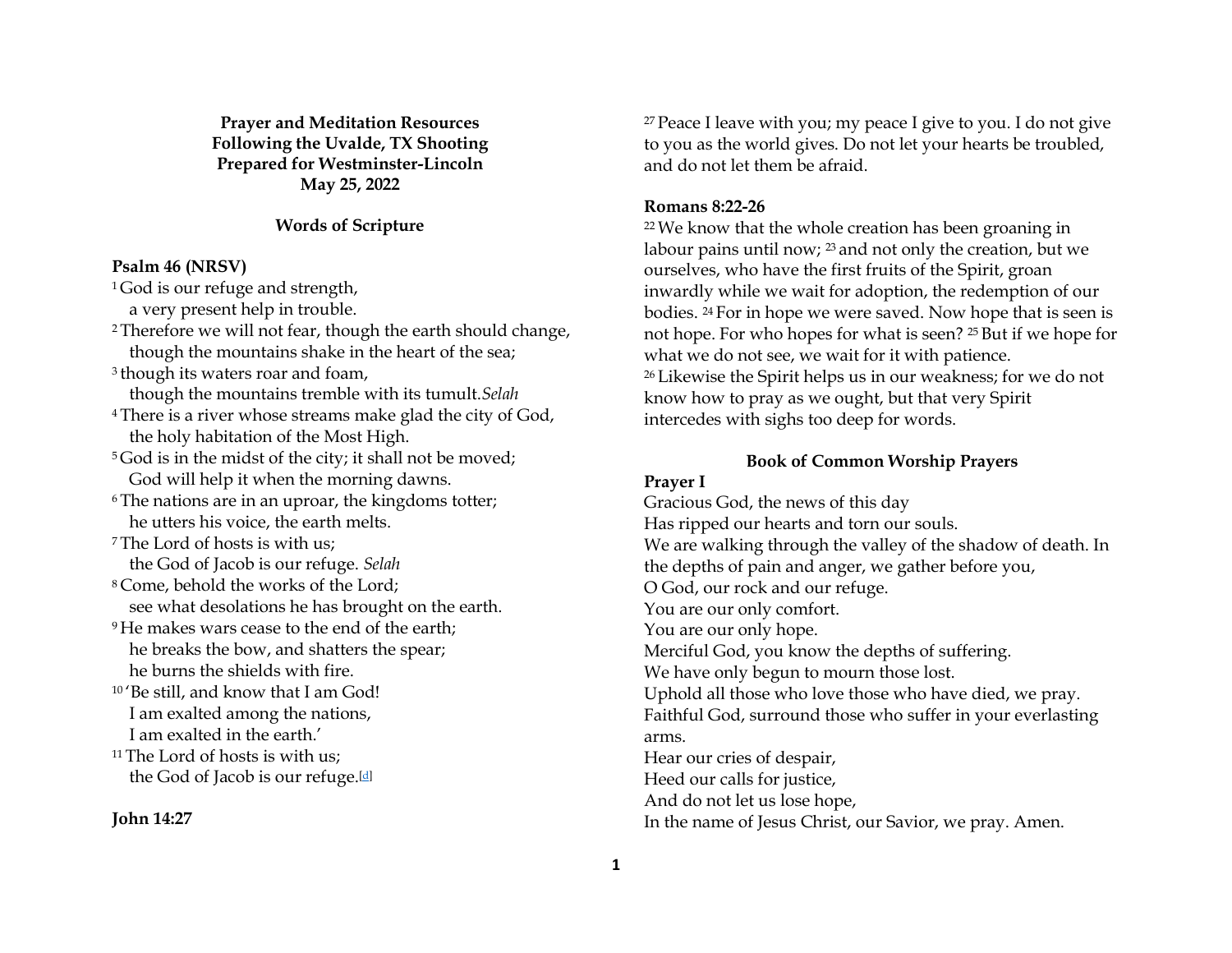**Prayer and Meditation Resources**
**Following the Uvalde, TX Shooting**
**Prepared for Westminster-Lincoln**
**May 25, 2022**

## Words of Scripture

**Psalm 46 (NRSV)**

[1] God is our refuge and strength,
a very present help in trouble.
[2] Therefore we will not fear, though the earth should change,
though the mountains shake in the heart of the sea;
[3] though its waters roar and foam,
though the mountains tremble with its tumult.*Selah*
[4] There is a river whose streams make glad the city of God,
the holy habitation of the Most High.
[5] God is in the midst of the city; it shall not be moved;
God will help it when the morning dawns.
[6] The nations are in an uproar, the kingdoms totter;
he utters his voice, the earth melts.
[7] The Lord of hosts is with us;
the God of Jacob is our refuge. *Selah*
[8] Come, behold the works of the Lord;
see what desolations he has brought on the earth.
[9] He makes wars cease to the end of the earth;
he breaks the bow, and shatters the spear;
he burns the shields with fire.
[10] 'Be still, and know that I am God!
I am exalted among the nations,
I am exalted in the earth.'
[11] The Lord of hosts is with us;
the God of Jacob is our refuge.[d]

**John 14:27**

[27] Peace I leave with you; my peace I give to you. I do not give to you as the world gives. Do not let your hearts be troubled, and do not let them be afraid.

**Romans 8:22-26**

[22] We know that the whole creation has been groaning in labour pains until now; [23] and not only the creation, but we ourselves, who have the first fruits of the Spirit, groan inwardly while we wait for adoption, the redemption of our bodies. [24] For in hope we were saved. Now hope that is seen is not hope. For who hopes for what is seen? [25] But if we hope for what we do not see, we wait for it with patience.
[26] Likewise the Spirit helps us in our weakness; for we do not know how to pray as we ought, but that very Spirit intercedes with sighs too deep for words.

## Book of Common Worship Prayers

**Prayer I**

Gracious God, the news of this day
Has ripped our hearts and torn our souls.
We are walking through the valley of the shadow of death. In the depths of pain and anger, we gather before you,
O God, our rock and our refuge.
You are our only comfort.
You are our only hope.
Merciful God, you know the depths of suffering.
We have only begun to mourn those lost.
Uphold all those who love those who have died, we pray.
Faithful God, surround those who suffer in your everlasting arms.
Hear our cries of despair,
Heed our calls for justice,
And do not let us lose hope,
In the name of Jesus Christ, our Savior, we pray. Amen.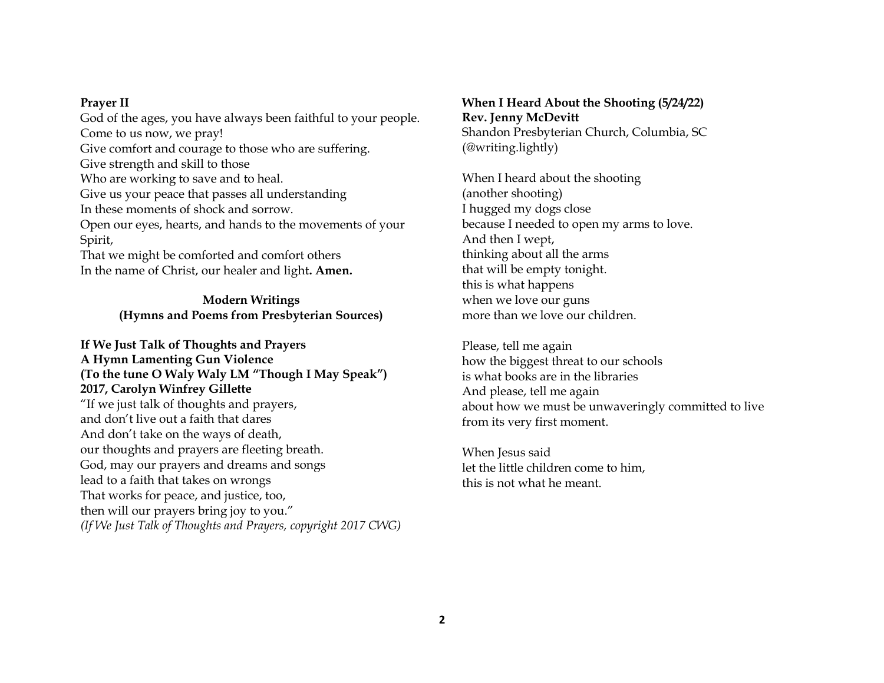**Prayer II**

God of the ages, you have always been faithful to your people.
Come to us now, we pray!
Give comfort and courage to those who are suffering.
Give strength and skill to those
Who are working to save and to heal.
Give us your peace that passes all understanding
In these moments of shock and sorrow.
Open our eyes, hearts, and hands to the movements of your Spirit,
That we might be comforted and comfort others
In the name of Christ, our healer and light**. Amen.**

## Modern Writings
## (Hymns and Poems from Presbyterian Sources)

**If We Just Talk of Thoughts and Prayers**
**A Hymn Lamenting Gun Violence**
**(To the tune O Waly Waly LM "Though I May Speak")**
**2017, Carolyn Winfrey Gillette**

"If we just talk of thoughts and prayers,
and don't live out a faith that dares
And don't take on the ways of death,
our thoughts and prayers are fleeting breath.
God, may our prayers and dreams and songs
lead to a faith that takes on wrongs
That works for peace, and justice, too,
then will our prayers bring joy to you."
*(If We Just Talk of Thoughts and Prayers, copyright 2017 CWG)*

**When I Heard About the Shooting (5/24/22)**
**Rev. Jenny McDevitt**
Shandon Presbyterian Church, Columbia, SC
(@writing.lightly)

When I heard about the shooting
(another shooting)
I hugged my dogs close
because I needed to open my arms to love.
And then I wept,
thinking about all the arms
that will be empty tonight.
this is what happens
when we love our guns
more than we love our children.

Please, tell me again
how the biggest threat to our schools
is what books are in the libraries
And please, tell me again
about how we must be unwaveringly committed to live
from its very first moment.

When Jesus said
let the little children come to him,
this is not what he meant.